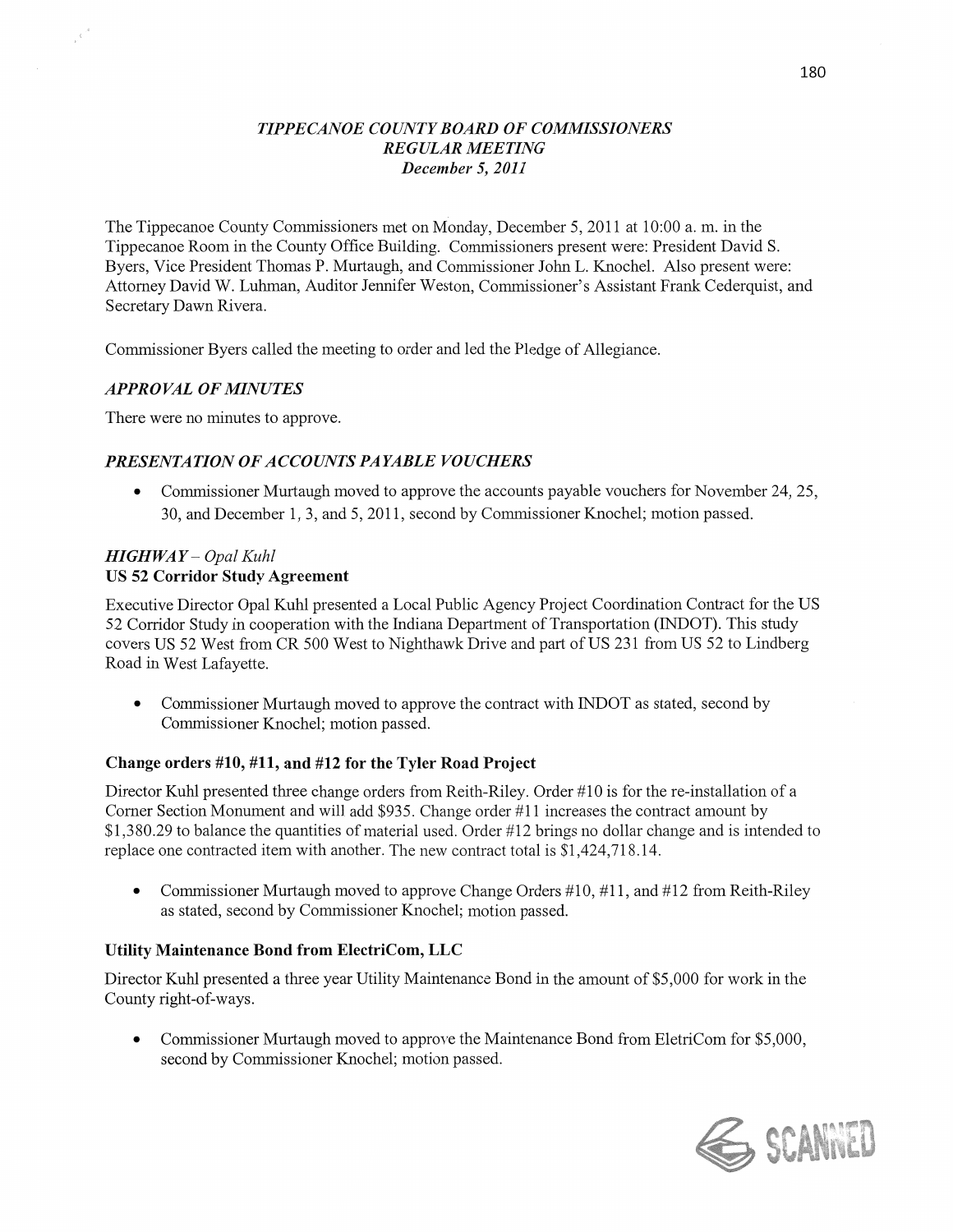# *TIPPECANOE COUNTY BOARD OF COMMISSIONERS*
## *REGULAR MEETING*
### *December 5, 2011*

The Tippecanoe County Commissioners met on Monday, December 5, 2011 at 10:00 a. m. in the Tippecanoe Room in the County Office Building. Commissioners present were: President David S. Byers, Vice President Thomas P. Murtaugh, and Commissioner John L. Knochel. Also present were: Attorney David W. Luhman, Auditor Jennifer Weston, Commissioner's Assistant Frank Cederquist, and Secretary Dawn Rivera.

Commissioner Byers called the meeting to order and led the Pledge of Allegiance.

### *APPROVAL OF MINUTES*

There were no minutes to approve.

### *PRESENTATION OF ACCOUNTS PAYABLE VOUCHERS*

- Commissioner Murtaugh moved to approve the accounts payable vouchers for November 24, 25, 30, and December 1, 3, and 5, 2011, second by Commissioner Knochel; motion passed.

### *HIGHWAY – Opal Kuhl*

**US 52 Corridor Study Agreement**

Executive Director Opal Kuhl presented a Local Public Agency Project Coordination Contract for the US 52 Corridor Study in cooperation with the Indiana Department of Transportation (INDOT). This study covers US 52 West from CR 500 West to Nighthawk Drive and part of US 231 from US 52 to Lindberg Road in West Lafayette.

- Commissioner Murtaugh moved to approve the contract with INDOT as stated, second by Commissioner Knochel; motion passed.

**Change orders #10, #11, and #12 for the Tyler Road Project**

Director Kuhl presented three change orders from Reith-Riley. Order #10 is for the re-installation of a Corner Section Monument and will add $935. Change order #11 increases the contract amount by $1,380.29 to balance the quantities of material used. Order #12 brings no dollar change and is intended to replace one contracted item with another. The new contract total is $1,424,718.14.

- Commissioner Murtaugh moved to approve Change Orders #10, #11, and #12 from Reith-Riley as stated, second by Commissioner Knochel; motion passed.

**Utility Maintenance Bond from ElectriCom, LLC**

Director Kuhl presented a three year Utility Maintenance Bond in the amount of $5,000 for work in the County right-of-ways.

- Commissioner Murtaugh moved to approve the Maintenance Bond from EletriCom for $5,000, second by Commissioner Knochel; motion passed.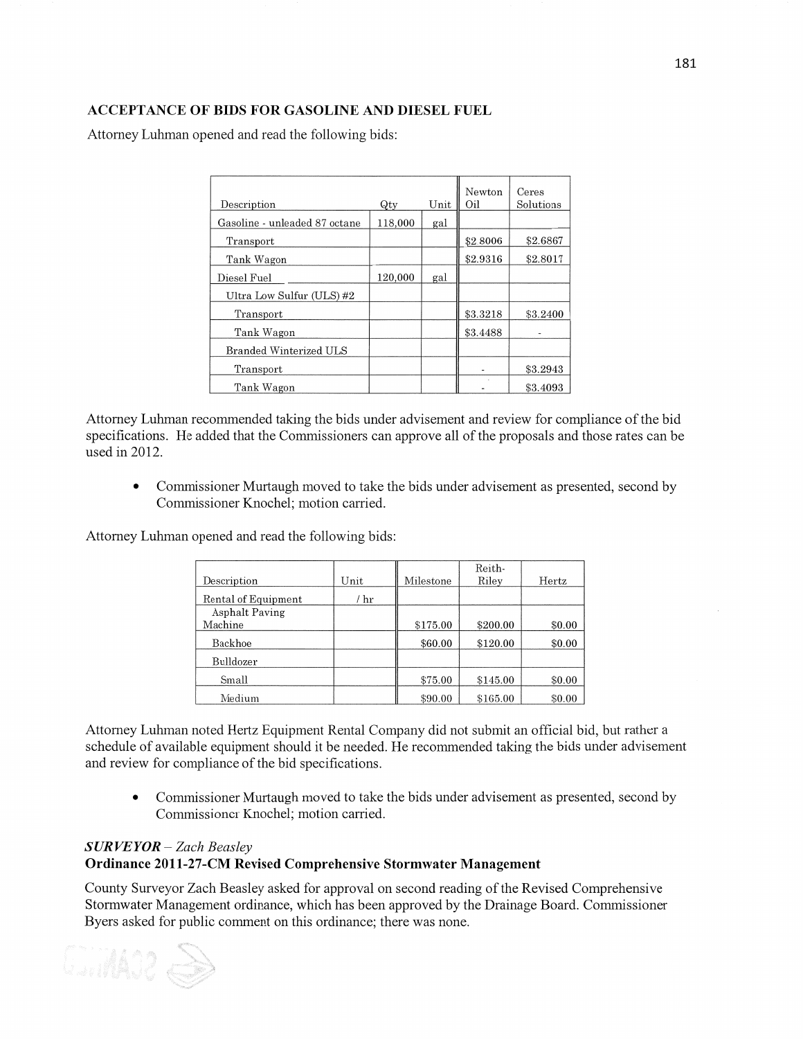## ACCEPTANCE OF BIDS FOR GASOLINE AND DIESEL FUEL

Attorney Luhman opened and read the following bids:

| Description | Qty | Unit | Newton Oil | Ceres Solutions |
|---|---|---|---|---|
| Gasoline - unleaded 87 octane | 118,000 | gal | | |
| Transport | | | $2.8006 | $2.6867 |
| Tank Wagon | | | $2.9316 | $2.8017 |
| Diesel Fuel | 120,000 | gal | | |
| Ultra Low Sulfur (ULS) #2 | | | | |
| Transport | | | $3.3218 | $3.2400 |
| Tank Wagon | | | $3.4488 | - |
| Branded Winterized ULS | | | | |
| Transport | | | - | $3.2943 |
| Tank Wagon | | | - | $3.4093 |

Attorney Luhman recommended taking the bids under advisement and review for compliance of the bid specifications. He added that the Commissioners can approve all of the proposals and those rates can be used in 2012.

- Commissioner Murtaugh moved to take the bids under advisement as presented, second by Commissioner Knochel; motion carried.

Attorney Luhman opened and read the following bids:

| Description | Unit | Milestone | Reith-Riley | Hertz |
|---|---|---|---|---|
| Rental of Equipment | / hr | | | |
| Asphalt Paving Machine | | $175.00 | $200.00 | $0.00 |
| Backhoe | | $60.00 | $120.00 | $0.00 |
| Bulldozer | | | | |
| Small | | $75.00 | $145.00 | $0.00 |
| Medium | | $90.00 | $165.00 | $0.00 |

Attorney Luhman noted Hertz Equipment Rental Company did not submit an official bid, but rather a schedule of available equipment should it be needed. He recommended taking the bids under advisement and review for compliance of the bid specifications.

- Commissioner Murtaugh moved to take the bids under advisement as presented, second by Commissioner Knochel; motion carried.

***SURVEYOR** – Zach Beasley*

**Ordinance 2011-27-CM Revised Comprehensive Stormwater Management**

County Surveyor Zach Beasley asked for approval on second reading of the Revised Comprehensive Stormwater Management ordinance, which has been approved by the Drainage Board. Commissioner Byers asked for public comment on this ordinance; there was none.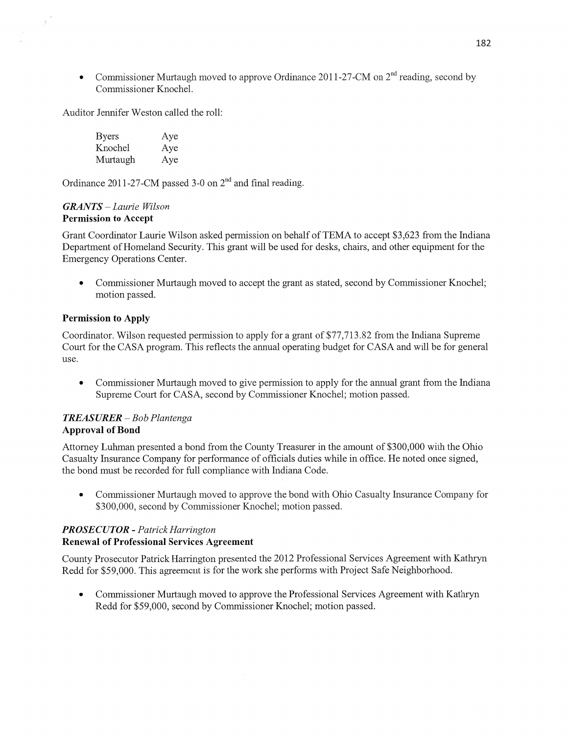- Commissioner Murtaugh moved to approve Ordinance 2011-27-CM on 2nd reading, second by Commissioner Knochel.

Auditor Jennifer Weston called the roll:

| | |
|---|---|
| Byers | Aye |
| Knochel | Aye |
| Murtaugh | Aye |

Ordinance 2011-27-CM passed 3-0 on 2nd and final reading.

### *GRANTS – Laurie Wilson*
**Permission to Accept**

Grant Coordinator Laurie Wilson asked permission on behalf of TEMA to accept $3,623 from the Indiana Department of Homeland Security. This grant will be used for desks, chairs, and other equipment for the Emergency Operations Center.

- Commissioner Murtaugh moved to accept the grant as stated, second by Commissioner Knochel; motion passed.

**Permission to Apply**

Coordinator. Wilson requested permission to apply for a grant of $77,713.82 from the Indiana Supreme Court for the CASA program. This reflects the annual operating budget for CASA and will be for general use.

- Commissioner Murtaugh moved to give permission to apply for the annual grant from the Indiana Supreme Court for CASA, second by Commissioner Knochel; motion passed.

### *TREASURER – Bob Plantenga*
**Approval of Bond**

Attorney Luhman presented a bond from the County Treasurer in the amount of $300,000 with the Ohio Casualty Insurance Company for performance of officials duties while in office. He noted once signed, the bond must be recorded for full compliance with Indiana Code.

- Commissioner Murtaugh moved to approve the bond with Ohio Casualty Insurance Company for $300,000, second by Commissioner Knochel; motion passed.

### *PROSECUTOR - Patrick Harrington*
**Renewal of Professional Services Agreement**

County Prosecutor Patrick Harrington presented the 2012 Professional Services Agreement with Kathryn Redd for $59,000. This agreement is for the work she performs with Project Safe Neighborhood.

- Commissioner Murtaugh moved to approve the Professional Services Agreement with Kathryn Redd for $59,000, second by Commissioner Knochel; motion passed.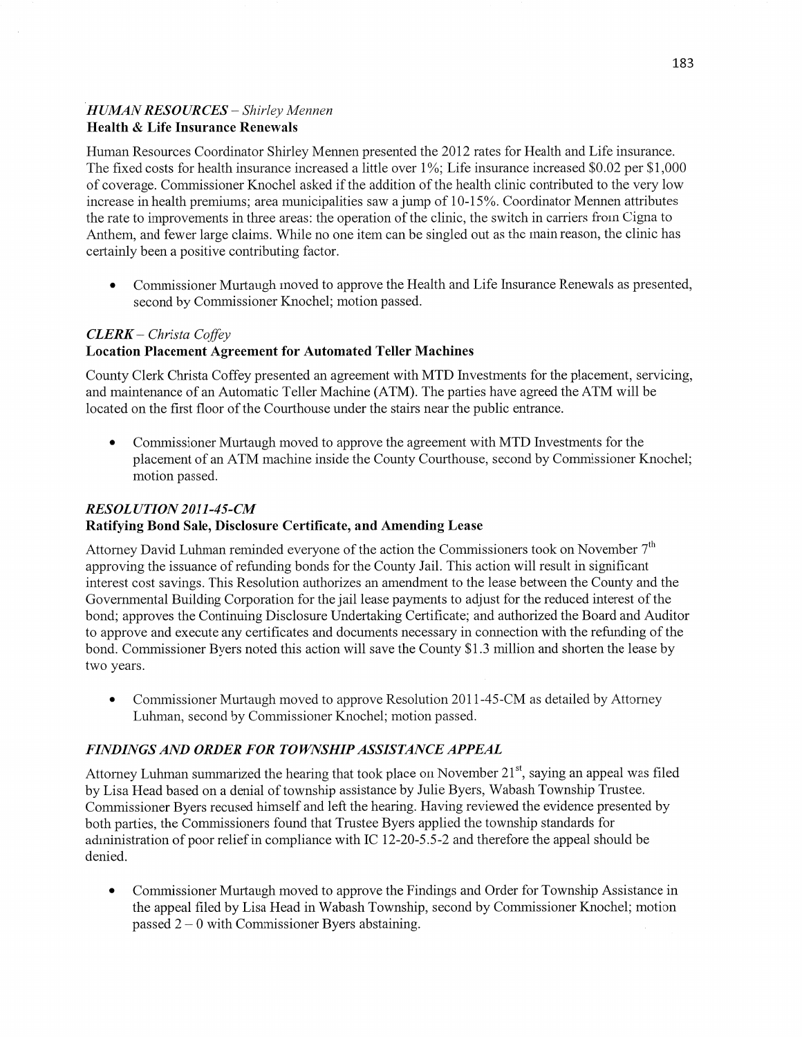### *HUMAN RESOURCES – Shirley Mennen*
**Health & Life Insurance Renewals**

Human Resources Coordinator Shirley Mennen presented the 2012 rates for Health and Life insurance. The fixed costs for health insurance increased a little over 1%; Life insurance increased $0.02 per $1,000 of coverage. Commissioner Knochel asked if the addition of the health clinic contributed to the very low increase in health premiums; area municipalities saw a jump of 10-15%. Coordinator Mennen attributes the rate to improvements in three areas: the operation of the clinic, the switch in carriers from Cigna to Anthem, and fewer large claims. While no one item can be singled out as the main reason, the clinic has certainly been a positive contributing factor.

- Commissioner Murtaugh moved to approve the Health and Life Insurance Renewals as presented, second by Commissioner Knochel; motion passed.

### *CLERK – Christa Coffey*
**Location Placement Agreement for Automated Teller Machines**

County Clerk Christa Coffey presented an agreement with MTD Investments for the placement, servicing, and maintenance of an Automatic Teller Machine (ATM). The parties have agreed the ATM will be located on the first floor of the Courthouse under the stairs near the public entrance.

- Commissioner Murtaugh moved to approve the agreement with MTD Investments for the placement of an ATM machine inside the County Courthouse, second by Commissioner Knochel; motion passed.

### *RESOLUTION 2011-45-CM*
**Ratifying Bond Sale, Disclosure Certificate, and Amending Lease**

Attorney David Luhman reminded everyone of the action the Commissioners took on November 7th approving the issuance of refunding bonds for the County Jail. This action will result in significant interest cost savings. This Resolution authorizes an amendment to the lease between the County and the Governmental Building Corporation for the jail lease payments to adjust for the reduced interest of the bond; approves the Continuing Disclosure Undertaking Certificate; and authorized the Board and Auditor to approve and execute any certificates and documents necessary in connection with the refunding of the bond. Commissioner Byers noted this action will save the County $1.3 million and shorten the lease by two years.

- Commissioner Murtaugh moved to approve Resolution 2011-45-CM as detailed by Attorney Luhman, second by Commissioner Knochel; motion passed.

### *FINDINGS AND ORDER FOR TOWNSHIP ASSISTANCE APPEAL*

Attorney Luhman summarized the hearing that took place on November 21st, saying an appeal was filed by Lisa Head based on a denial of township assistance by Julie Byers, Wabash Township Trustee. Commissioner Byers recused himself and left the hearing. Having reviewed the evidence presented by both parties, the Commissioners found that Trustee Byers applied the township standards for administration of poor relief in compliance with IC 12-20-5.5-2 and therefore the appeal should be denied.

- Commissioner Murtaugh moved to approve the Findings and Order for Township Assistance in the appeal filed by Lisa Head in Wabash Township, second by Commissioner Knochel; motion passed 2 – 0 with Commissioner Byers abstaining.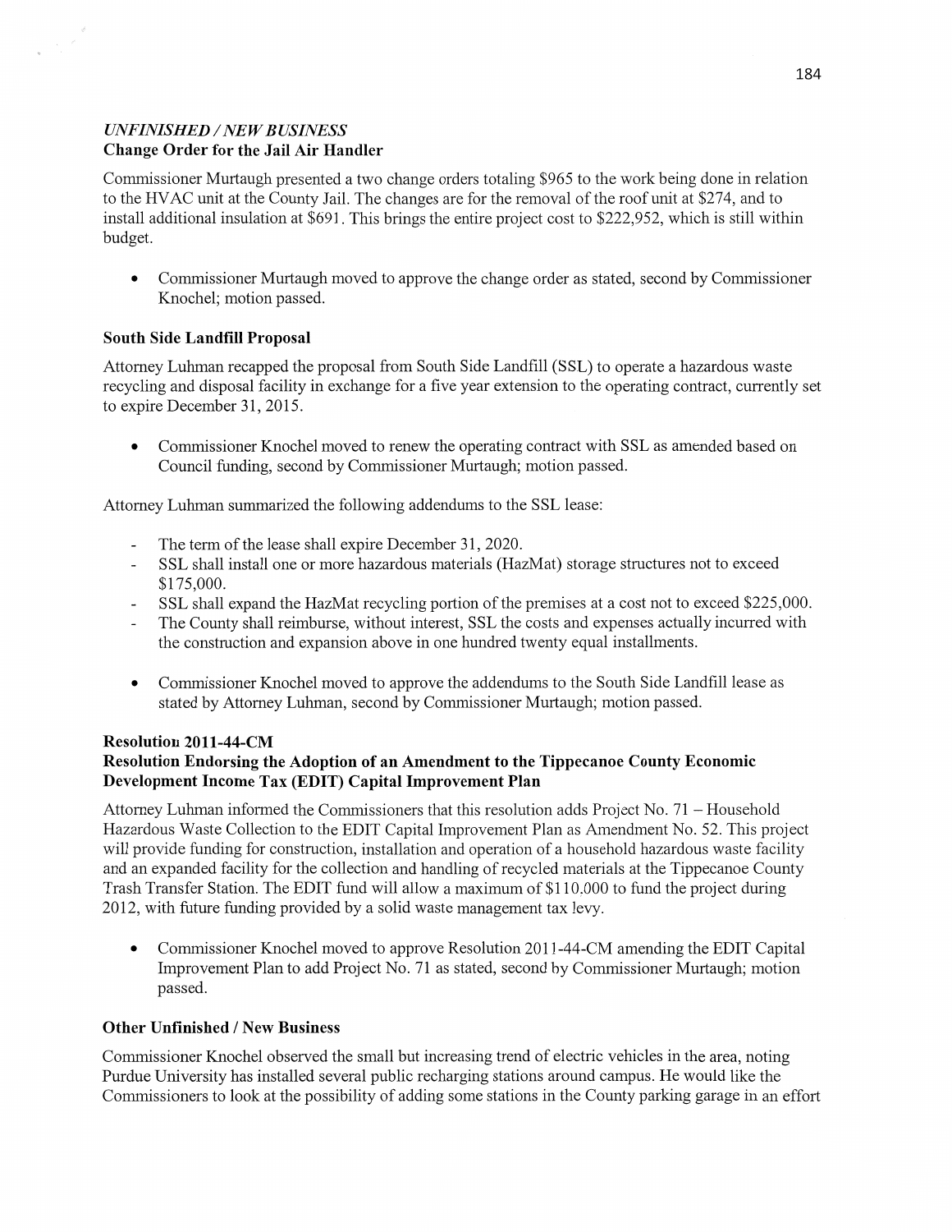## *UNFINISHED / NEW BUSINESS*

### Change Order for the Jail Air Handler

Commissioner Murtaugh presented a two change orders totaling $965 to the work being done in relation to the HVAC unit at the County Jail. The changes are for the removal of the roof unit at $274, and to install additional insulation at $691. This brings the entire project cost to $222,952, which is still within budget.

- Commissioner Murtaugh moved to approve the change order as stated, second by Commissioner Knochel; motion passed.

### South Side Landfill Proposal

Attorney Luhman recapped the proposal from South Side Landfill (SSL) to operate a hazardous waste recycling and disposal facility in exchange for a five year extension to the operating contract, currently set to expire December 31, 2015.

- Commissioner Knochel moved to renew the operating contract with SSL as amended based on Council funding, second by Commissioner Murtaugh; motion passed.

Attorney Luhman summarized the following addendums to the SSL lease:

- The term of the lease shall expire December 31, 2020.
- SSL shall install one or more hazardous materials (HazMat) storage structures not to exceed $175,000.
- SSL shall expand the HazMat recycling portion of the premises at a cost not to exceed $225,000.
- The County shall reimburse, without interest, SSL the costs and expenses actually incurred with the construction and expansion above in one hundred twenty equal installments.

- Commissioner Knochel moved to approve the addendums to the South Side Landfill lease as stated by Attorney Luhman, second by Commissioner Murtaugh; motion passed.

### Resolution 2011-44-CM
### Resolution Endorsing the Adoption of an Amendment to the Tippecanoe County Economic Development Income Tax (EDIT) Capital Improvement Plan

Attorney Luhman informed the Commissioners that this resolution adds Project No. 71 – Household Hazardous Waste Collection to the EDIT Capital Improvement Plan as Amendment No. 52. This project will provide funding for construction, installation and operation of a household hazardous waste facility and an expanded facility for the collection and handling of recycled materials at the Tippecanoe County Trash Transfer Station. The EDIT fund will allow a maximum of $110.000 to fund the project during 2012, with future funding provided by a solid waste management tax levy.

- Commissioner Knochel moved to approve Resolution 2011-44-CM amending the EDIT Capital Improvement Plan to add Project No. 71 as stated, second by Commissioner Murtaugh; motion passed.

### Other Unfinished / New Business

Commissioner Knochel observed the small but increasing trend of electric vehicles in the area, noting Purdue University has installed several public recharging stations around campus. He would like the Commissioners to look at the possibility of adding some stations in the County parking garage in an effort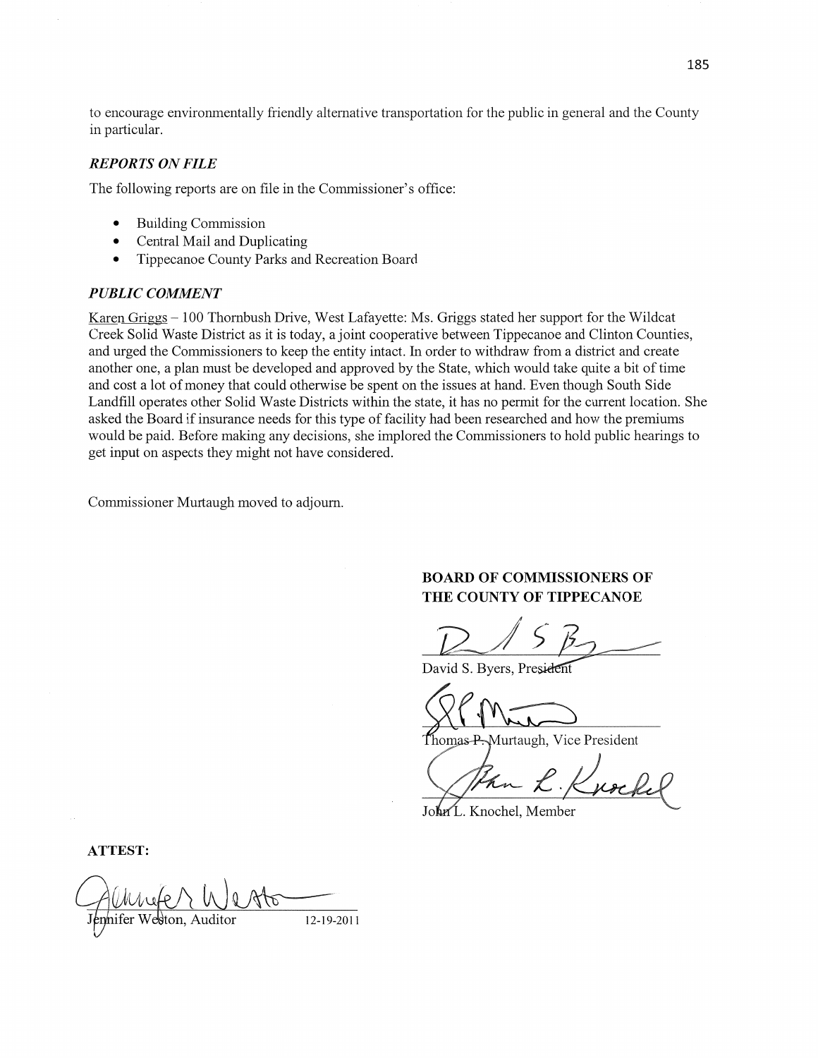to encourage environmentally friendly alternative transportation for the public in general and the County in particular.

### *REPORTS ON FILE*

The following reports are on file in the Commissioner's office:

- Building Commission
- Central Mail and Duplicating
- Tippecanoe County Parks and Recreation Board

### *PUBLIC COMMENT*

Karen Griggs – 100 Thornbush Drive, West Lafayette: Ms. Griggs stated her support for the Wildcat Creek Solid Waste District as it is today, a joint cooperative between Tippecanoe and Clinton Counties, and urged the Commissioners to keep the entity intact. In order to withdraw from a district and create another one, a plan must be developed and approved by the State, which would take quite a bit of time and cost a lot of money that could otherwise be spent on the issues at hand. Even though South Side Landfill operates other Solid Waste Districts within the state, it has no permit for the current location. She asked the Board if insurance needs for this type of facility had been researched and how the premiums would be paid. Before making any decisions, she implored the Commissioners to hold public hearings to get input on aspects they might not have considered.

Commissioner Murtaugh moved to adjourn.

**BOARD OF COMMISSIONERS OF THE COUNTY OF TIPPECANOE**

David S. Byers, President

Thomas P. Murtaugh, Vice President

John L. Knochel, Member

**ATTEST:**

Jennifer Weston, Auditor 12-19-2011